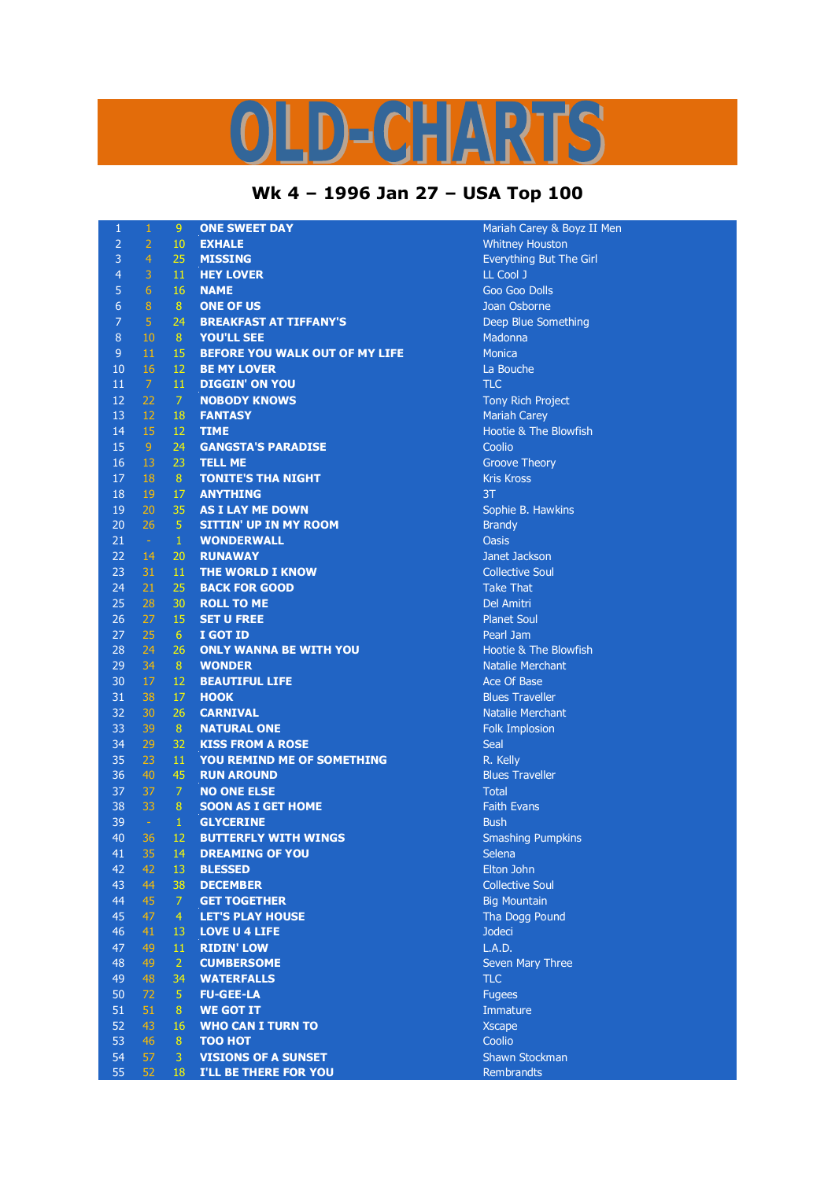# OLD-CHARTS

## Wk 4 – 1996 Jan 27 – USA Top 100

| | | | | |
|---|---|---|---|---|
| 1 | 1 | 9 | ONE SWEET DAY | Mariah Carey & Boyz II Men |
| 2 | 2 | 10 | EXHALE | Whitney Houston |
| 3 | 4 | 25 | MISSING | Everything But The Girl |
| 4 | 3 | 11 | HEY LOVER | LL Cool J |
| 5 | 6 | 16 | NAME | Goo Goo Dolls |
| 6 | 8 | 8 | ONE OF US | Joan Osborne |
| 7 | 5 | 24 | BREAKFAST AT TIFFANY'S | Deep Blue Something |
| 8 | 10 | 8 | YOU'LL SEE | Madonna |
| 9 | 11 | 15 | BEFORE YOU WALK OUT OF MY LIFE | Monica |
| 10 | 16 | 12 | BE MY LOVER | La Bouche |
| 11 | 7 | 11 | DIGGIN' ON YOU | TLC |
| 12 | 22 | 7 | NOBODY KNOWS | Tony Rich Project |
| 13 | 12 | 18 | FANTASY | Mariah Carey |
| 14 | 15 | 12 | TIME | Hootie & The Blowfish |
| 15 | 9 | 24 | GANGSTA'S PARADISE | Coolio |
| 16 | 13 | 23 | TELL ME | Groove Theory |
| 17 | 18 | 8 | TONITE'S THA NIGHT | Kris Kross |
| 18 | 19 | 17 | ANYTHING | 3T |
| 19 | 20 | 35 | AS I LAY ME DOWN | Sophie B. Hawkins |
| 20 | 26 | 5 | SITTIN' UP IN MY ROOM | Brandy |
| 21 | - | 1 | WONDERWALL | Oasis |
| 22 | 14 | 20 | RUNAWAY | Janet Jackson |
| 23 | 31 | 11 | THE WORLD I KNOW | Collective Soul |
| 24 | 21 | 25 | BACK FOR GOOD | Take That |
| 25 | 28 | 30 | ROLL TO ME | Del Amitri |
| 26 | 27 | 15 | SET U FREE | Planet Soul |
| 27 | 25 | 6 | I GOT ID | Pearl Jam |
| 28 | 24 | 26 | ONLY WANNA BE WITH YOU | Hootie & The Blowfish |
| 29 | 34 | 8 | WONDER | Natalie Merchant |
| 30 | 17 | 12 | BEAUTIFUL LIFE | Ace Of Base |
| 31 | 38 | 17 | HOOK | Blues Traveller |
| 32 | 30 | 26 | CARNIVAL | Natalie Merchant |
| 33 | 39 | 8 | NATURAL ONE | Folk Implosion |
| 34 | 29 | 32 | KISS FROM A ROSE | Seal |
| 35 | 23 | 11 | YOU REMIND ME OF SOMETHING | R. Kelly |
| 36 | 40 | 45 | RUN AROUND | Blues Traveller |
| 37 | 37 | 7 | NO ONE ELSE | Total |
| 38 | 33 | 8 | SOON AS I GET HOME | Faith Evans |
| 39 | - | 1 | GLYCERINE | Bush |
| 40 | 36 | 12 | BUTTERFLY WITH WINGS | Smashing Pumpkins |
| 41 | 35 | 14 | DREAMING OF YOU | Selena |
| 42 | 42 | 13 | BLESSED | Elton John |
| 43 | 44 | 38 | DECEMBER | Collective Soul |
| 44 | 45 | 7 | GET TOGETHER | Big Mountain |
| 45 | 47 | 4 | LET'S PLAY HOUSE | Tha Dogg Pound |
| 46 | 41 | 13 | LOVE U 4 LIFE | Jodeci |
| 47 | 49 | 11 | RIDIN' LOW | L.A.D. |
| 48 | 49 | 2 | CUMBERSOME | Seven Mary Three |
| 49 | 48 | 34 | WATERFALLS | TLC |
| 50 | 72 | 5 | FU-GEE-LA | Fugees |
| 51 | 51 | 8 | WE GOT IT | Immature |
| 52 | 43 | 16 | WHO CAN I TURN TO | Xscape |
| 53 | 46 | 8 | TOO HOT | Coolio |
| 54 | 57 | 3 | VISIONS OF A SUNSET | Shawn Stockman |
| 55 | 52 | 18 | I'LL BE THERE FOR YOU | Rembrandts |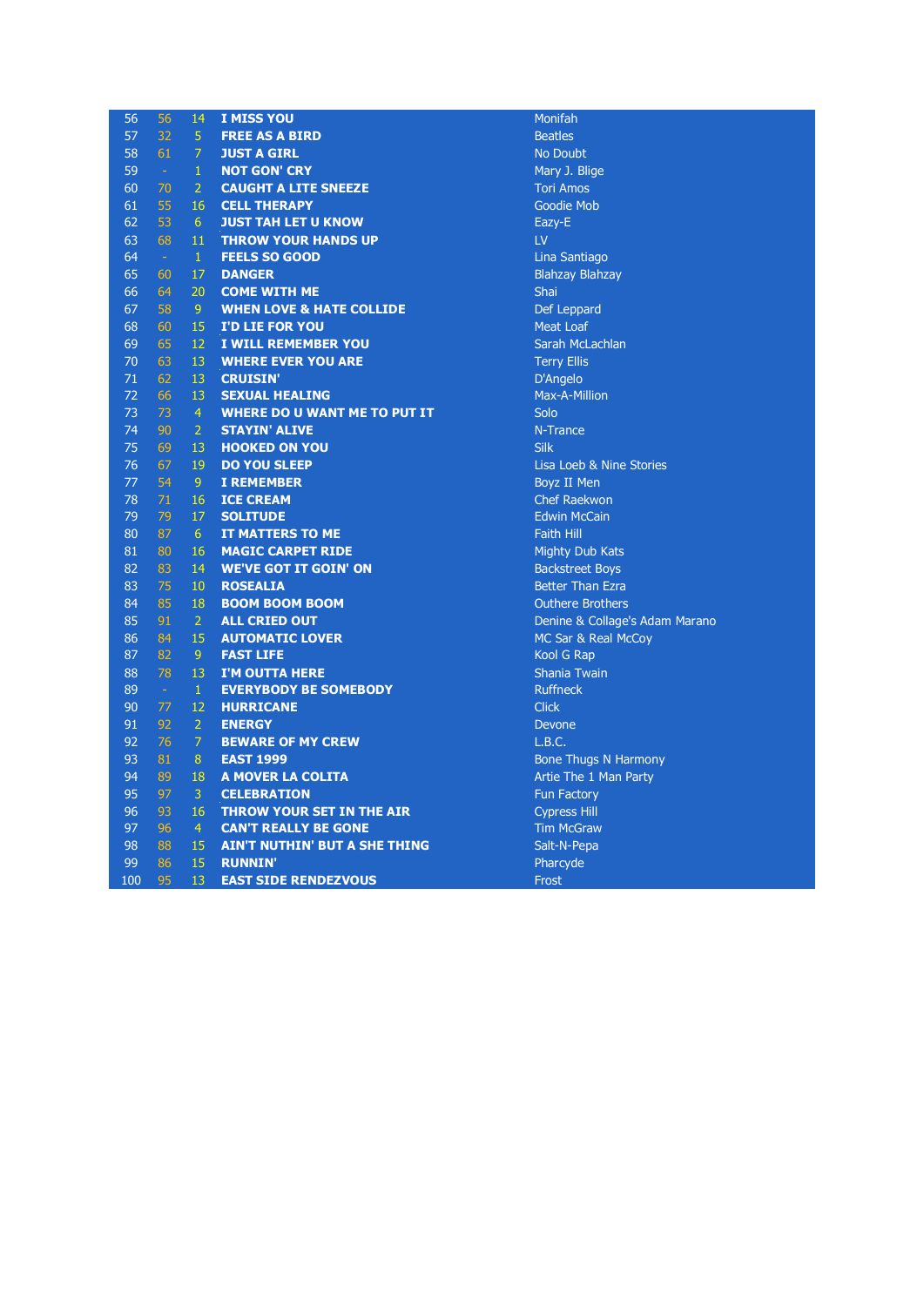| | | | | |
|---|---|---|---|---|
| 56 | 56 | 14 | I MISS YOU | Monifah |
| 57 | 32 | 5 | FREE AS A BIRD | Beatles |
| 58 | 61 | 7 | JUST A GIRL | No Doubt |
| 59 | - | 1 | NOT GON' CRY | Mary J. Blige |
| 60 | 70 | 2 | CAUGHT A LITE SNEEZE | Tori Amos |
| 61 | 55 | 16 | CELL THERAPY | Goodie Mob |
| 62 | 53 | 6 | JUST TAH LET U KNOW | Eazy-E |
| 63 | 68 | 11 | THROW YOUR HANDS UP | LV |
| 64 | - | 1 | FEELS SO GOOD | Lina Santiago |
| 65 | 60 | 17 | DANGER | Blahzay Blahzay |
| 66 | 64 | 20 | COME WITH ME | Shai |
| 67 | 58 | 9 | WHEN LOVE & HATE COLLIDE | Def Leppard |
| 68 | 60 | 15 | I'D LIE FOR YOU | Meat Loaf |
| 69 | 65 | 12 | I WILL REMEMBER YOU | Sarah McLachlan |
| 70 | 63 | 13 | WHERE EVER YOU ARE | Terry Ellis |
| 71 | 62 | 13 | CRUISIN' | D'Angelo |
| 72 | 66 | 13 | SEXUAL HEALING | Max-A-Million |
| 73 | 73 | 4 | WHERE DO U WANT ME TO PUT IT | Solo |
| 74 | 90 | 2 | STAYIN' ALIVE | N-Trance |
| 75 | 69 | 13 | HOOKED ON YOU | Silk |
| 76 | 67 | 19 | DO YOU SLEEP | Lisa Loeb & Nine Stories |
| 77 | 54 | 9 | I REMEMBER | Boyz II Men |
| 78 | 71 | 16 | ICE CREAM | Chef Raekwon |
| 79 | 79 | 17 | SOLITUDE | Edwin McCain |
| 80 | 87 | 6 | IT MATTERS TO ME | Faith Hill |
| 81 | 80 | 16 | MAGIC CARPET RIDE | Mighty Dub Kats |
| 82 | 83 | 14 | WE'VE GOT IT GOIN' ON | Backstreet Boys |
| 83 | 75 | 10 | ROSEALIA | Better Than Ezra |
| 84 | 85 | 18 | BOOM BOOM BOOM | Outhere Brothers |
| 85 | 91 | 2 | ALL CRIED OUT | Denine & Collage's Adam Marano |
| 86 | 84 | 15 | AUTOMATIC LOVER | MC Sar & Real McCoy |
| 87 | 82 | 9 | FAST LIFE | Kool G Rap |
| 88 | 78 | 13 | I'M OUTTA HERE | Shania Twain |
| 89 | - | 1 | EVERYBODY BE SOMEBODY | Ruffneck |
| 90 | 77 | 12 | HURRICANE | Click |
| 91 | 92 | 2 | ENERGY | Devone |
| 92 | 76 | 7 | BEWARE OF MY CREW | L.B.C. |
| 93 | 81 | 8 | EAST 1999 | Bone Thugs N Harmony |
| 94 | 89 | 18 | A MOVER LA COLITA | Artie The 1 Man Party |
| 95 | 97 | 3 | CELEBRATION | Fun Factory |
| 96 | 93 | 16 | THROW YOUR SET IN THE AIR | Cypress Hill |
| 97 | 96 | 4 | CAN'T REALLY BE GONE | Tim McGraw |
| 98 | 88 | 15 | AIN'T NUTHIN' BUT A SHE THING | Salt-N-Pepa |
| 99 | 86 | 15 | RUNNIN' | Pharcyde |
| 100 | 95 | 13 | EAST SIDE RENDEZVOUS | Frost |